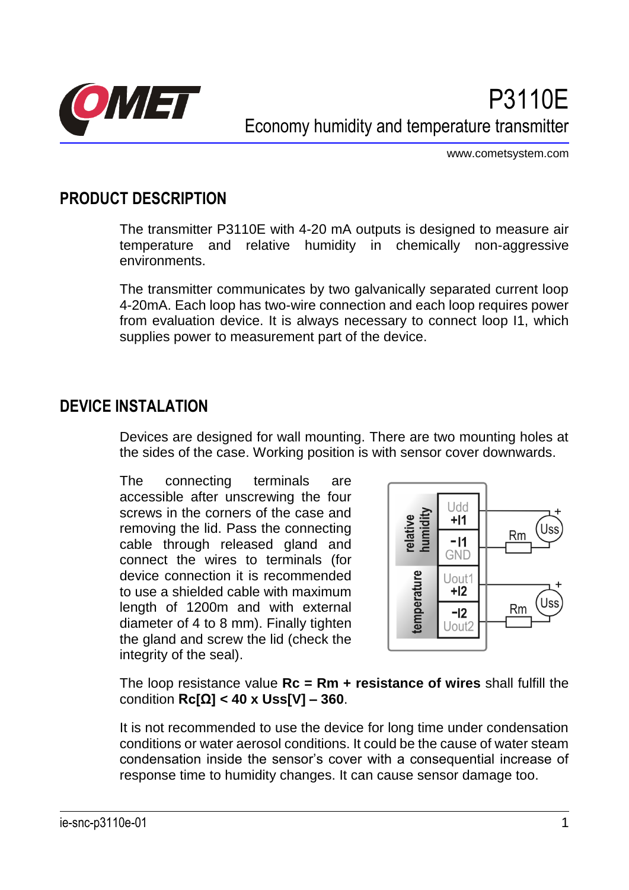# P3110E

Economy humidity and temperature transmitter

www.cometsystem.com

## PRODUCT DESCRIPTION

The transmitter P3110E with 4-20 mA outputs is designed to measure air temperature and relative humidity in chemically non-aggressive environments.

The transmitter communicates by two galvanically separated current loop 4-20mA. Each loop has two-wire connection and each loop requires power from evaluation device. It is always necessary to connect loop I1, which supplies power to measurement part of the device.

## DEVICE INSTALATION

Devices are designed for wall mounting. There are two mounting holes at the sides of the case. Working position is with sensor cover downwards.

The connecting terminals are accessible after unscrewing the four screws in the corners of the case and removing the lid. Pass the connecting cable through released gland and connect the wires to terminals (for device connection it is recommended to use a shielded cable with maximum length of 1200m and with external diameter of 4 to 8 mm). Finally tighten the gland and screw the lid (check the integrity of the seal).

The loop resistance value **Rc = Rm + resistance of wires** shall fulfill the condition **Rc[Ω] < 40 x Uss[V] – 360**.

It is not recommended to use the device for long time under condensation conditions or water aerosol conditions. It could be the cause of water steam condensation inside the sensor's cover with a consequential increase of response time to humidity changes. It can cause sensor damage too.

ie-snc-p3110e-01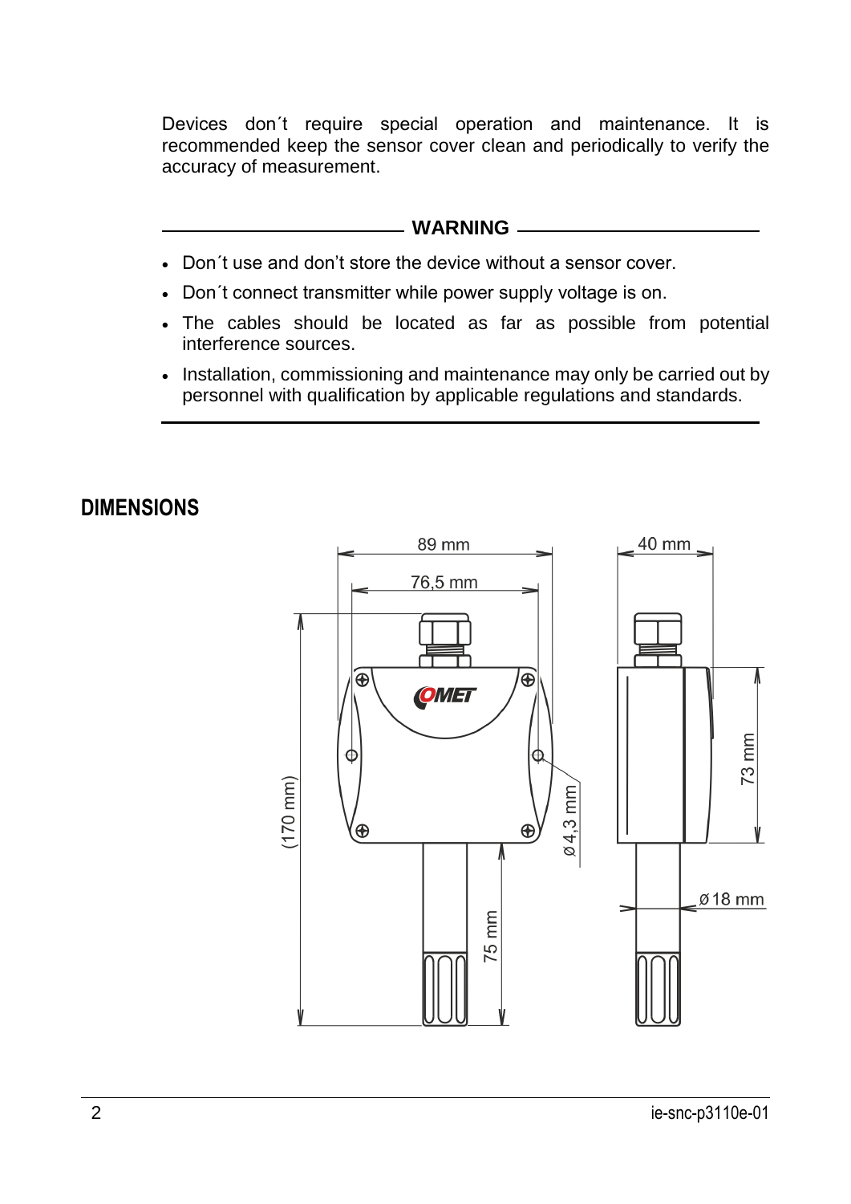Devices don´t require special operation and maintenance. It is recommended keep the sensor cover clean and periodically to verify the accuracy of measurement.

**WARNING**

- Don´t use and don't store the device without a sensor cover.
- Don´t connect transmitter while power supply voltage is on.
- The cables should be located as far as possible from potential interference sources.
- Installation, commissioning and maintenance may only be carried out by personnel with qualification by applicable regulations and standards.

## DIMENSIONS

89 mm

76,5 mm

40 mm

(170 mm)

ø 4,3 mm

73 mm

75 mm

ø 18 mm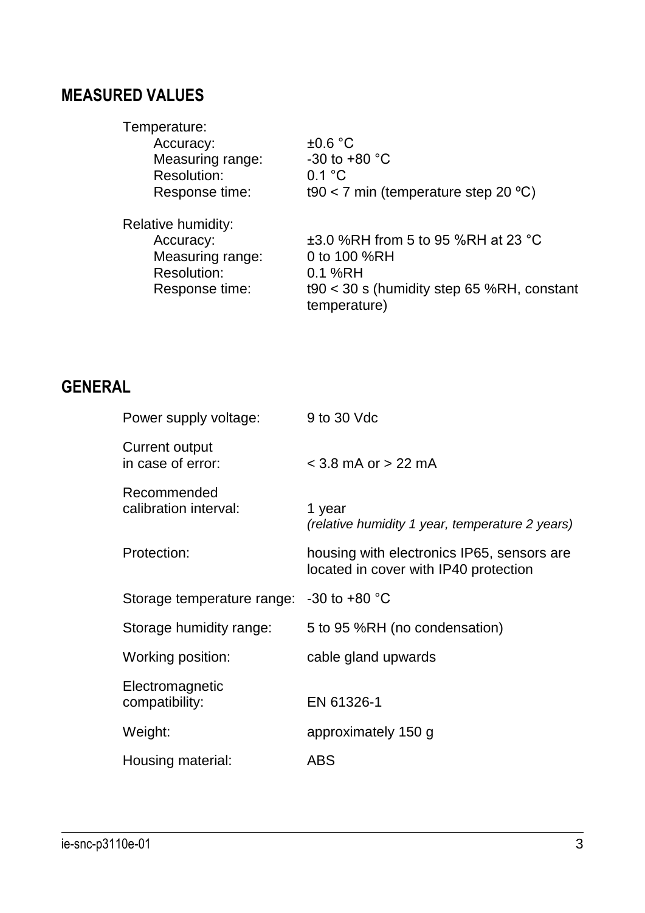## MEASURED VALUES

Temperature:

| | |
|---|---|
| Accuracy: | ±0.6 °C |
| Measuring range: | -30 to +80 °C |
| Resolution: | 0.1 °C |
| Response time: | t90 < 7 min (temperature step 20 ºC) |

Relative humidity:

| | |
|---|---|
| Accuracy: | ±3.0 %RH from 5 to 95 %RH at 23 °C |
| Measuring range: | 0 to 100 %RH |
| Resolution: | 0.1 %RH |
| Response time: | t90 < 30 s (humidity step 65 %RH, constant temperature) |

## GENERAL

| | |
|---|---|
| Power supply voltage: | 9 to 30 Vdc |
| Current output in case of error: | < 3.8 mA or > 22 mA |
| Recommended calibration interval: | 1 year *(relative humidity 1 year, temperature 2 years)* |
| Protection: | housing with electronics IP65, sensors are located in cover with IP40 protection |
| Storage temperature range: | -30 to +80 °C |
| Storage humidity range: | 5 to 95 %RH (no condensation) |
| Working position: | cable gland upwards |
| Electromagnetic compatibility: | EN 61326-1 |
| Weight: | approximately 150 g |
| Housing material: | ABS |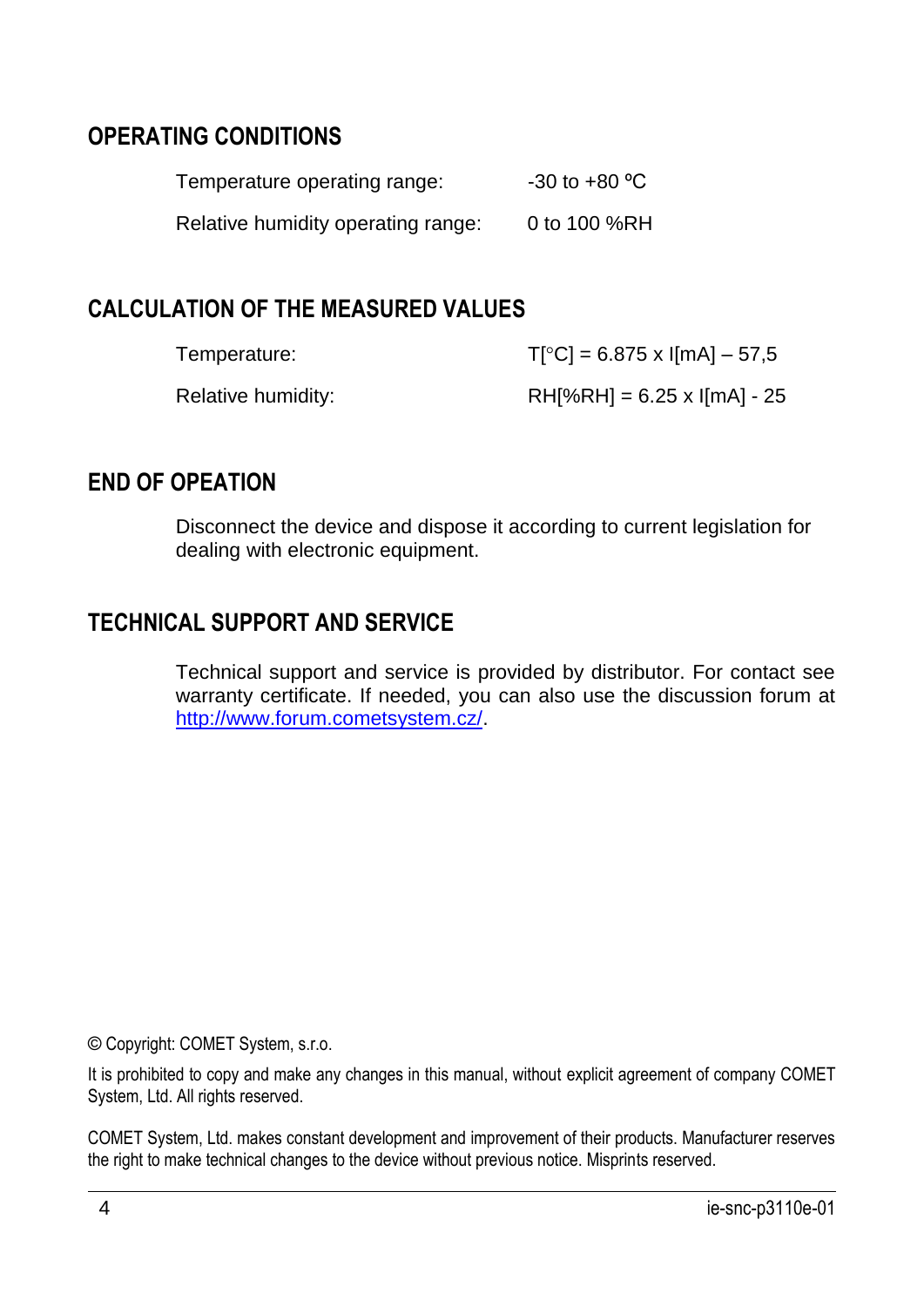## OPERATING CONDITIONS

| | |
|---|---|
| Temperature operating range: | -30 to +80 ºC |
| Relative humidity operating range: | 0 to 100 %RH |

## CALCULATION OF THE MEASURED VALUES

| | |
|---|---|
| Temperature: | T[°C] = 6.875 x I[mA] – 57,5 |
| Relative humidity: | RH[%RH] = 6.25 x I[mA] - 25 |

## END OF OPEATION

Disconnect the device and dispose it according to current legislation for dealing with electronic equipment.

## TECHNICAL SUPPORT AND SERVICE

Technical support and service is provided by distributor. For contact see warranty certificate. If needed, you can also use the discussion forum at http://www.forum.cometsystem.cz/.

© Copyright: COMET System, s.r.o.

It is prohibited to copy and make any changes in this manual, without explicit agreement of company COMET System, Ltd. All rights reserved.

COMET System, Ltd. makes constant development and improvement of their products. Manufacturer reserves the right to make technical changes to the device without previous notice. Misprints reserved.